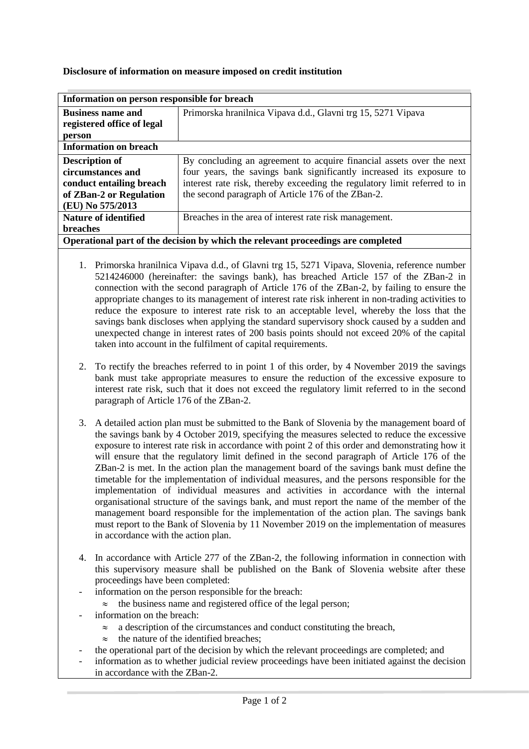**Disclosure of information on measure imposed on credit institution**

| Information on person responsible for breach | |
|---|---|
| **Business name and registered office of legal person** | Primorska hranilnica Vipava d.d., Glavni trg 15, 5271 Vipava |
| **Information on breach** | |
| **Description of circumstances and conduct entailing breach of ZBan-2 or Regulation (EU) No 575/2013** | By concluding an agreement to acquire financial assets over the next four years, the savings bank significantly increased its exposure to interest rate risk, thereby exceeding the regulatory limit referred to in the second paragraph of Article 176 of the ZBan-2. |
| **Nature of identified breaches** | Breaches in the area of interest rate risk management. |
| **Operational part of the decision by which the relevant proceedings are completed** | |

1. Primorska hranilnica Vipava d.d., of Glavni trg 15, 5271 Vipava, Slovenia, reference number 5214246000 (hereinafter: the savings bank), has breached Article 157 of the ZBan-2 in connection with the second paragraph of Article 176 of the ZBan-2, by failing to ensure the appropriate changes to its management of interest rate risk inherent in non-trading activities to reduce the exposure to interest rate risk to an acceptable level, whereby the loss that the savings bank discloses when applying the standard supervisory shock caused by a sudden and unexpected change in interest rates of 200 basis points should not exceed 20% of the capital taken into account in the fulfilment of capital requirements.

2. To rectify the breaches referred to in point 1 of this order, by 4 November 2019 the savings bank must take appropriate measures to ensure the reduction of the excessive exposure to interest rate risk, such that it does not exceed the regulatory limit referred to in the second paragraph of Article 176 of the ZBan-2.

3. A detailed action plan must be submitted to the Bank of Slovenia by the management board of the savings bank by 4 October 2019, specifying the measures selected to reduce the excessive exposure to interest rate risk in accordance with point 2 of this order and demonstrating how it will ensure that the regulatory limit defined in the second paragraph of Article 176 of the ZBan-2 is met. In the action plan the management board of the savings bank must define the timetable for the implementation of individual measures, and the persons responsible for the implementation of individual measures and activities in accordance with the internal organisational structure of the savings bank, and must report the name of the member of the management board responsible for the implementation of the action plan. The savings bank must report to the Bank of Slovenia by 11 November 2019 on the implementation of measures in accordance with the action plan.

4. In accordance with Article 277 of the ZBan-2, the following information in connection with this supervisory measure shall be published on the Bank of Slovenia website after these proceedings have been completed:
   - information on the person responsible for the breach:
     - the business name and registered office of the legal person;
   - information on the breach:
     - a description of the circumstances and conduct constituting the breach,
     - the nature of the identified breaches;
   - the operational part of the decision by which the relevant proceedings are completed; and
   - information as to whether judicial review proceedings have been initiated against the decision in accordance with the ZBan-2.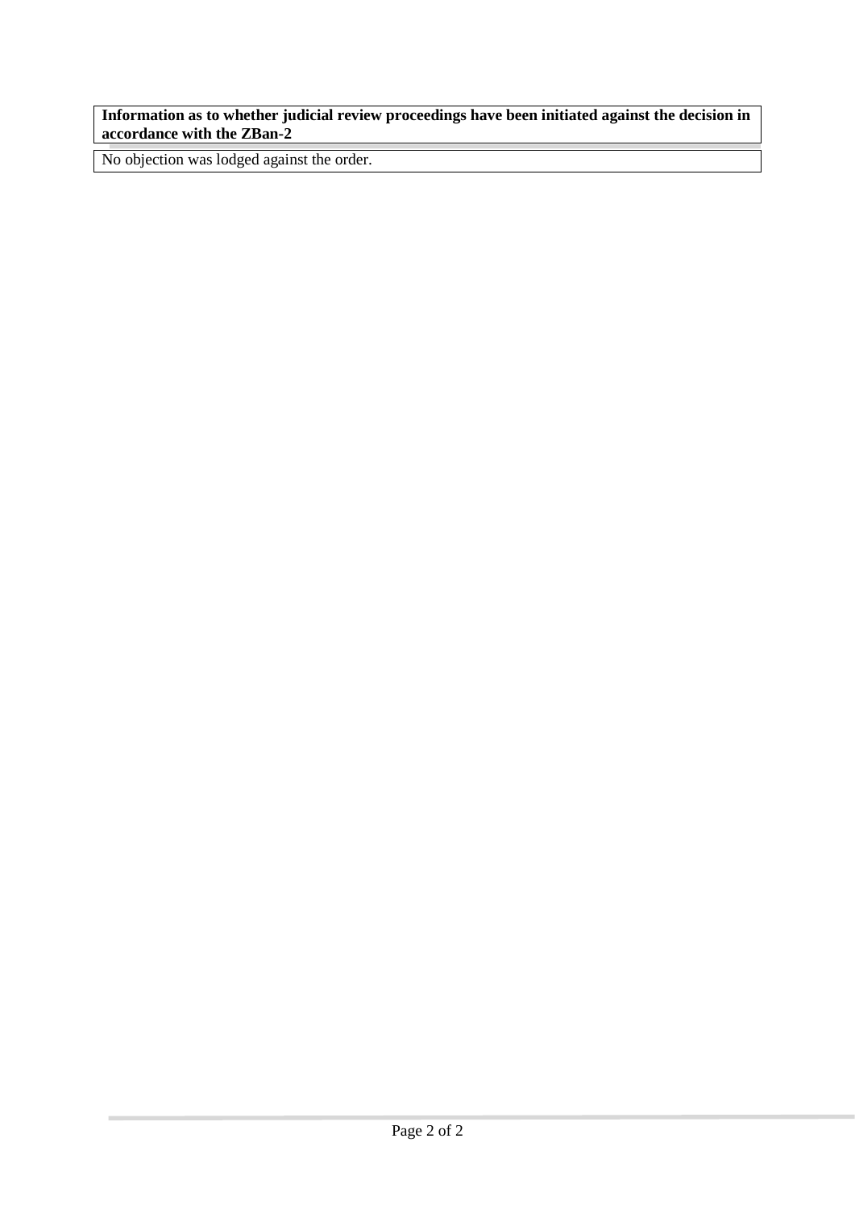**Information as to whether judicial review proceedings have been initiated against the decision in accordance with the ZBan-2**

No objection was lodged against the order.